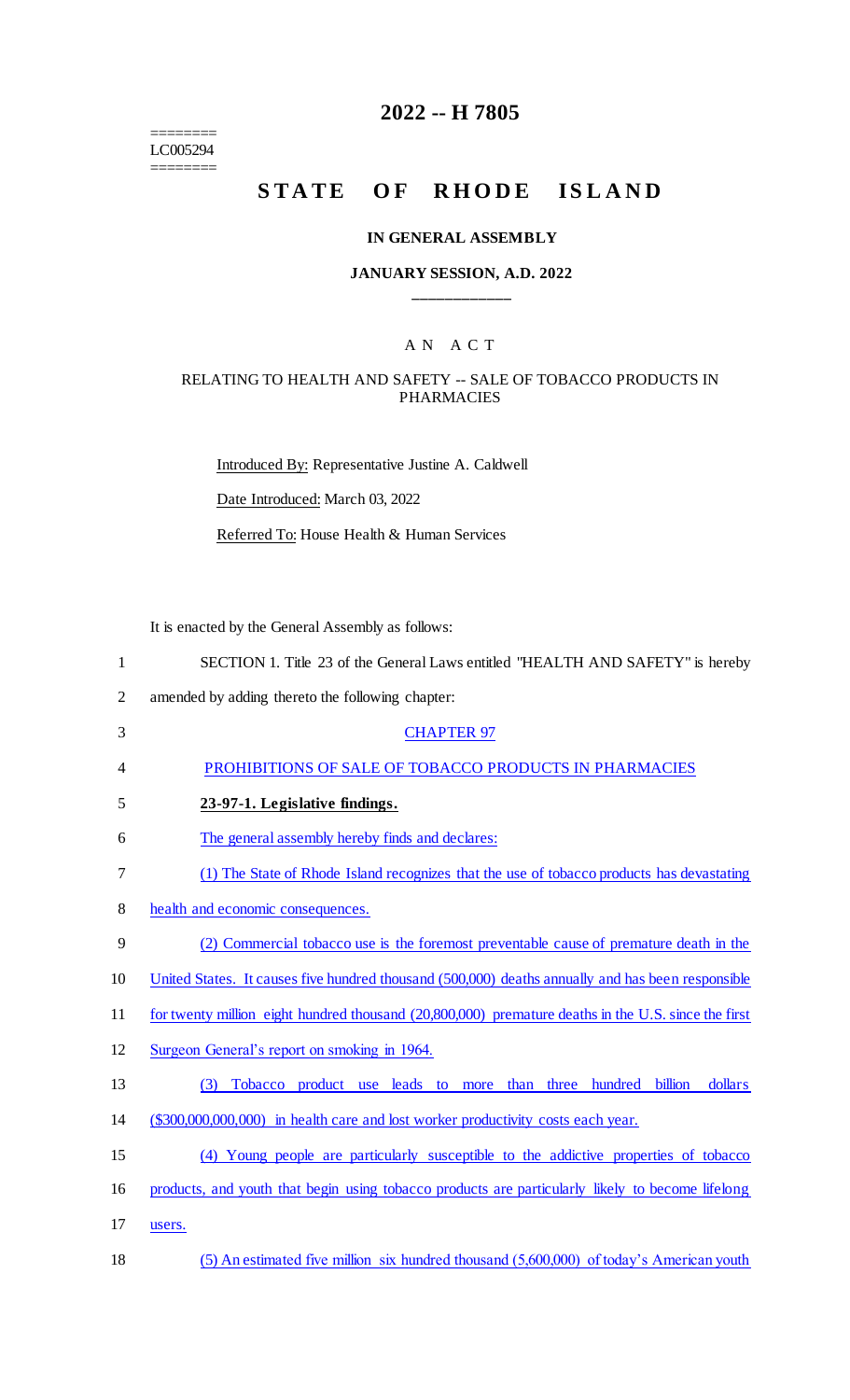========
LC005294
========

# 2022 -- H 7805

# STATE OF RHODE ISLAND

### IN GENERAL ASSEMBLY

### JANUARY SESSION, A.D. 2022

## A N A C T

### RELATING TO HEALTH AND SAFETY -- SALE OF TOBACCO PRODUCTS IN PHARMACIES

Introduced By: Representative Justine A. Caldwell

Date Introduced: March 03, 2022

Referred To: House Health & Human Services

It is enacted by the General Assembly as follows:

SECTION 1. Title 23 of the General Laws entitled "HEALTH AND SAFETY" is hereby amended by adding thereto the following chapter:

CHAPTER 97

PROHIBITIONS OF SALE OF TOBACCO PRODUCTS IN PHARMACIES

**23-97-1. Legislative findings.**

The general assembly hereby finds and declares:

(1) The State of Rhode Island recognizes that the use of tobacco products has devastating health and economic consequences.

(2) Commercial tobacco use is the foremost preventable cause of premature death in the United States. It causes five hundred thousand (500,000) deaths annually and has been responsible for twenty million eight hundred thousand (20,800,000) premature deaths in the U.S. since the first Surgeon General's report on smoking in 1964.

(3) Tobacco product use leads to more than three hundred billion dollars ($300,000,000,000) in health care and lost worker productivity costs each year.

(4) Young people are particularly susceptible to the addictive properties of tobacco products, and youth that begin using tobacco products are particularly likely to become lifelong users.

(5) An estimated five million six hundred thousand (5,600,000) of today's American youth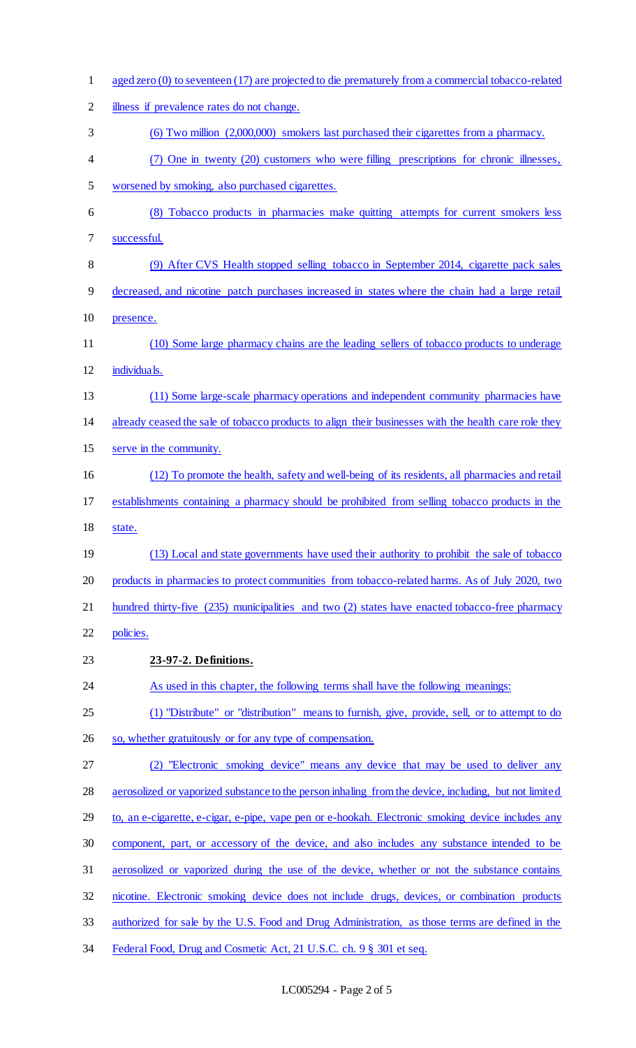aged zero (0) to seventeen (17) are projected to die prematurely from a commercial tobacco-related illness if prevalence rates do not change.

(6) Two million (2,000,000) smokers last purchased their cigarettes from a pharmacy.

(7) One in twenty (20) customers who were filling prescriptions for chronic illnesses, worsened by smoking, also purchased cigarettes.

(8) Tobacco products in pharmacies make quitting attempts for current smokers less successful.

(9) After CVS Health stopped selling tobacco in September 2014, cigarette pack sales decreased, and nicotine patch purchases increased in states where the chain had a large retail presence.

(10) Some large pharmacy chains are the leading sellers of tobacco products to underage individuals.

(11) Some large-scale pharmacy operations and independent community pharmacies have already ceased the sale of tobacco products to align their businesses with the health care role they serve in the community.

(12) To promote the health, safety and well-being of its residents, all pharmacies and retail establishments containing a pharmacy should be prohibited from selling tobacco products in the state.

(13) Local and state governments have used their authority to prohibit the sale of tobacco products in pharmacies to protect communities from tobacco-related harms. As of July 2020, two hundred thirty-five (235) municipalities and two (2) states have enacted tobacco-free pharmacy policies.

**23-97-2. Definitions.**

As used in this chapter, the following terms shall have the following meanings:

(1) "Distribute" or "distribution" means to furnish, give, provide, sell, or to attempt to do so, whether gratuitously or for any type of compensation.

(2) "Electronic smoking device" means any device that may be used to deliver any aerosolized or vaporized substance to the person inhaling from the device, including, but not limited to, an e-cigarette, e-cigar, e-pipe, vape pen or e-hookah. Electronic smoking device includes any component, part, or accessory of the device, and also includes any substance intended to be aerosolized or vaporized during the use of the device, whether or not the substance contains nicotine. Electronic smoking device does not include drugs, devices, or combination products authorized for sale by the U.S. Food and Drug Administration, as those terms are defined in the Federal Food, Drug and Cosmetic Act, 21 U.S.C. ch. 9 § 301 et seq.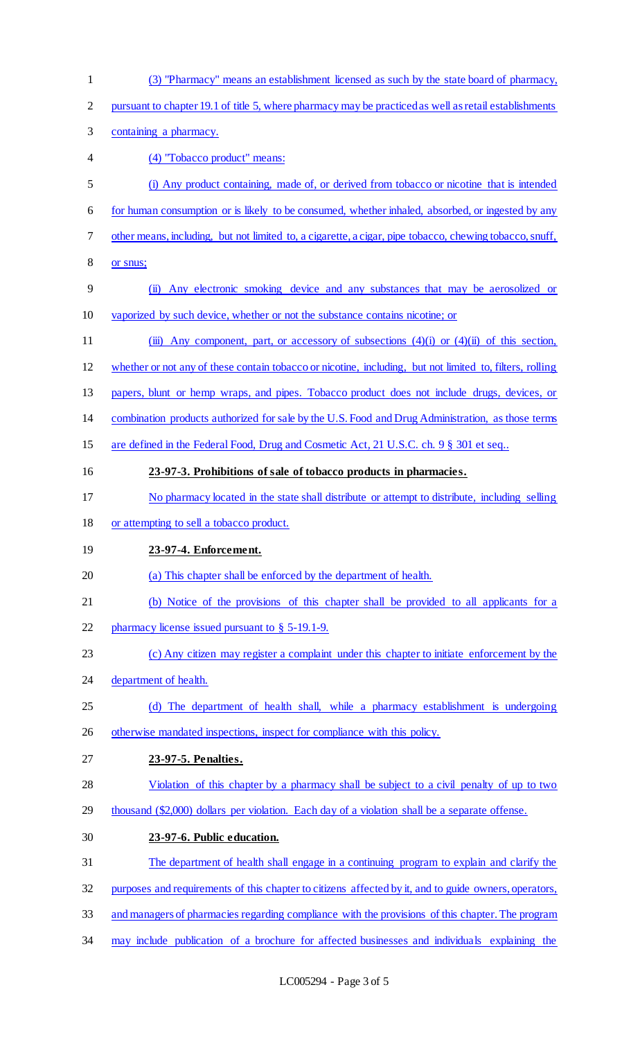(3) "Pharmacy" means an establishment licensed as such by the state board of pharmacy, pursuant to chapter 19.1 of title 5, where pharmacy may be practiced as well as retail establishments containing a pharmacy.

(4) "Tobacco product" means:

(i) Any product containing, made of, or derived from tobacco or nicotine that is intended for human consumption or is likely to be consumed, whether inhaled, absorbed, or ingested by any other means, including, but not limited to, a cigarette, a cigar, pipe tobacco, chewing tobacco, snuff, or snus;

(ii) Any electronic smoking device and any substances that may be aerosolized or vaporized by such device, whether or not the substance contains nicotine; or

(iii) Any component, part, or accessory of subsections (4)(i) or (4)(ii) of this section, whether or not any of these contain tobacco or nicotine, including, but not limited to, filters, rolling papers, blunt or hemp wraps, and pipes. Tobacco product does not include drugs, devices, or combination products authorized for sale by the U.S. Food and Drug Administration, as those terms are defined in the Federal Food, Drug and Cosmetic Act, 21 U.S.C. ch. 9 § 301 et seq..

**23-97-3. Prohibitions of sale of tobacco products in pharmacies.**

No pharmacy located in the state shall distribute or attempt to distribute, including selling or attempting to sell a tobacco product.

**23-97-4. Enforcement.**

(a) This chapter shall be enforced by the department of health.

(b) Notice of the provisions of this chapter shall be provided to all applicants for a pharmacy license issued pursuant to § 5-19.1-9.

(c) Any citizen may register a complaint under this chapter to initiate enforcement by the department of health.

(d) The department of health shall, while a pharmacy establishment is undergoing otherwise mandated inspections, inspect for compliance with this policy.

**23-97-5. Penalties.**

Violation of this chapter by a pharmacy shall be subject to a civil penalty of up to two thousand ($2,000) dollars per violation. Each day of a violation shall be a separate offense.

**23-97-6. Public education.**

The department of health shall engage in a continuing program to explain and clarify the purposes and requirements of this chapter to citizens affected by it, and to guide owners, operators, and managers of pharmacies regarding compliance with the provisions of this chapter. The program may include publication of a brochure for affected businesses and individuals explaining the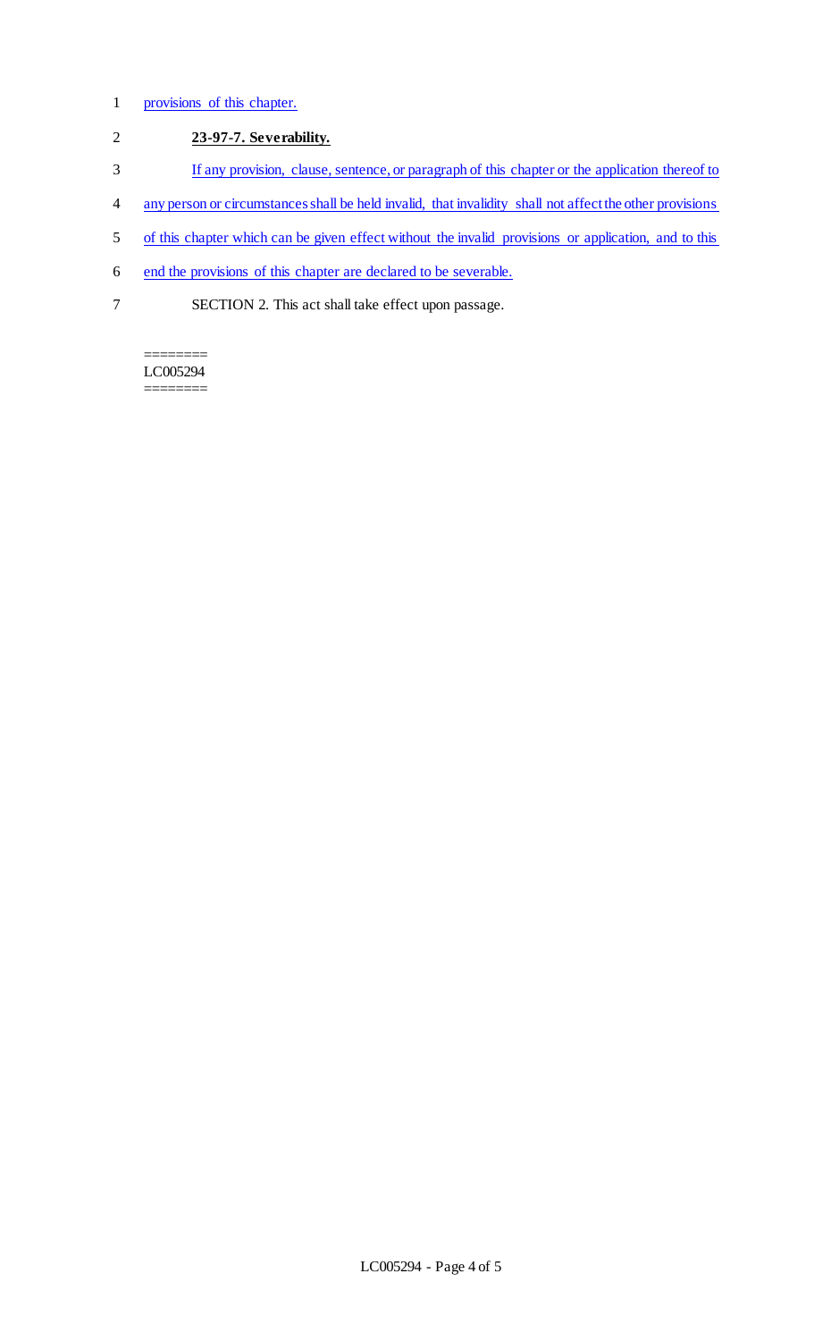provisions of this chapter.

**23-97-7. Severability.**

If any provision, clause, sentence, or paragraph of this chapter or the application thereof to any person or circumstances shall be held invalid, that invalidity shall not affect the other provisions of this chapter which can be given effect without the invalid provisions or application, and to this end the provisions of this chapter are declared to be severable.

SECTION 2. This act shall take effect upon passage.

========
LC005294
========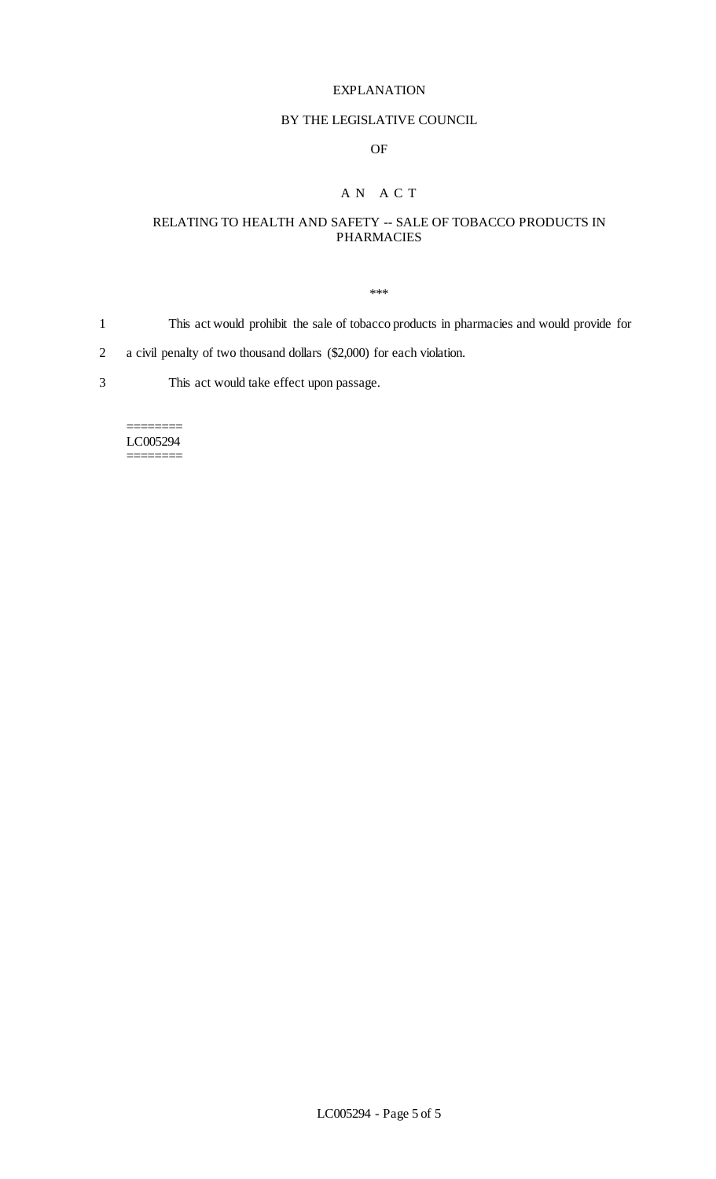EXPLANATION

BY THE LEGISLATIVE COUNCIL

OF

A N A C T

RELATING TO HEALTH AND SAFETY -- SALE OF TOBACCO PRODUCTS IN PHARMACIES

\*\*\*

This act would prohibit the sale of tobacco products in pharmacies and would provide for a civil penalty of two thousand dollars ($2,000) for each violation.

This act would take effect upon passage.

========
LC005294
========